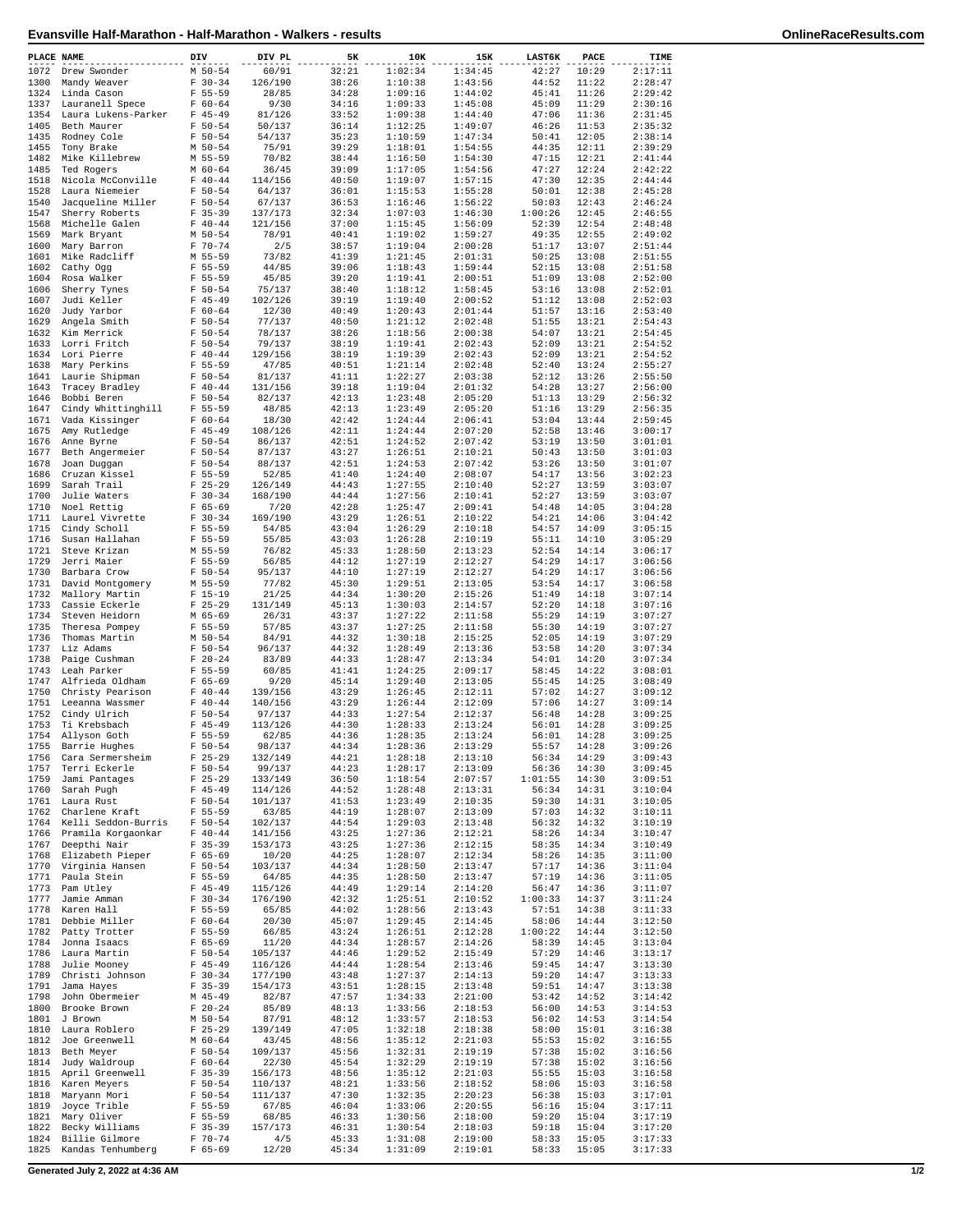# Evansville Half-Marathon - Half-Marathon - Walkers - results

| PLACE | NAME | DIV | DIV PL | 5K | 10K | 15K | LAST6K | PACE | TIME |
|---|---|---|---|---|---|---|---|---|---|
| 1072 | Drew Swonder | M 50-54 | 60/91 | 32:21 | 1:02:34 | 1:34:45 | 42:27 | 10:29 | 2:17:11 |
| 1300 | Mandy Weaver | F 30-34 | 126/190 | 38:26 | 1:10:38 | 1:43:56 | 44:52 | 11:22 | 2:28:47 |
| 1324 | Linda Cason | F 55-59 | 28/85 | 34:28 | 1:09:16 | 1:44:02 | 45:41 | 11:26 | 2:29:42 |
| 1337 | Lauranell Spece | F 60-64 | 9/30 | 34:16 | 1:09:33 | 1:45:08 | 45:09 | 11:29 | 2:30:16 |
| 1354 | Laura Lukens-Parker | F 45-49 | 81/126 | 33:52 | 1:09:38 | 1:44:40 | 47:06 | 11:36 | 2:31:45 |
| 1405 | Beth Maurer | F 50-54 | 50/137 | 36:14 | 1:12:25 | 1:49:07 | 46:26 | 11:53 | 2:35:32 |
| 1435 | Rodney Cole | F 50-54 | 54/137 | 35:23 | 1:10:59 | 1:47:34 | 50:41 | 12:05 | 2:38:14 |
| 1455 | Tony Brake | M 50-54 | 75/91 | 39:29 | 1:18:01 | 1:54:55 | 44:35 | 12:11 | 2:39:29 |
| 1482 | Mike Killebrew | M 55-59 | 70/82 | 38:44 | 1:16:50 | 1:54:30 | 47:15 | 12:21 | 2:41:44 |
| 1485 | Ted Rogers | M 60-64 | 36/45 | 39:09 | 1:17:05 | 1:54:56 | 47:27 | 12:24 | 2:42:22 |
| 1518 | Nicola McConville | F 40-44 | 114/156 | 40:50 | 1:19:07 | 1:57:15 | 47:30 | 12:35 | 2:44:44 |
| 1528 | Laura Niemeier | F 50-54 | 64/137 | 36:01 | 1:15:53 | 1:55:28 | 50:01 | 12:38 | 2:45:28 |
| 1540 | Jacqueline Miller | F 50-54 | 67/137 | 36:53 | 1:16:46 | 1:56:22 | 50:03 | 12:43 | 2:46:24 |
| 1547 | Sherry Roberts | F 35-39 | 137/173 | 32:34 | 1:07:03 | 1:46:30 | 1:00:26 | 12:45 | 2:46:55 |
| 1568 | Michelle Galen | F 40-44 | 121/156 | 37:00 | 1:15:45 | 1:56:09 | 52:39 | 12:54 | 2:48:48 |
| 1569 | Mark Bryant | M 50-54 | 78/91 | 40:41 | 1:19:02 | 1:59:27 | 49:35 | 12:55 | 2:49:02 |
| 1600 | Mary Barron | F 70-74 | 2/5 | 38:57 | 1:19:04 | 2:00:28 | 51:17 | 13:07 | 2:51:44 |
| 1601 | Mike Radcliff | M 55-59 | 73/82 | 41:39 | 1:21:45 | 2:01:31 | 50:25 | 13:08 | 2:51:55 |
| 1602 | Cathy Ogg | F 55-59 | 44/85 | 39:06 | 1:18:43 | 1:59:44 | 52:15 | 13:08 | 2:51:58 |
| 1604 | Rosa Walker | F 55-59 | 45/85 | 39:20 | 1:19:41 | 2:00:51 | 51:09 | 13:08 | 2:52:00 |
| 1606 | Sherry Tynes | F 50-54 | 75/137 | 38:40 | 1:18:12 | 1:58:45 | 53:16 | 13:08 | 2:52:01 |
| 1607 | Judi Keller | F 45-49 | 102/126 | 39:19 | 1:19:40 | 2:00:52 | 51:12 | 13:08 | 2:52:03 |
| 1620 | Judy Yarbor | F 60-64 | 12/30 | 40:49 | 1:20:43 | 2:01:44 | 51:57 | 13:16 | 2:53:40 |
| 1629 | Angela Smith | F 50-54 | 77/137 | 40:50 | 1:21:12 | 2:02:48 | 51:55 | 13:21 | 2:54:43 |
| 1632 | Kim Merrick | F 50-54 | 78/137 | 38:26 | 1:18:56 | 2:00:38 | 54:07 | 13:21 | 2:54:45 |
| 1633 | Lorri Fritch | F 50-54 | 79/137 | 38:19 | 1:19:41 | 2:02:43 | 52:09 | 13:21 | 2:54:52 |
| 1634 | Lori Pierre | F 40-44 | 129/156 | 38:19 | 1:19:39 | 2:02:43 | 52:09 | 13:21 | 2:54:52 |
| 1638 | Mary Perkins | F 55-59 | 47/85 | 40:51 | 1:21:14 | 2:02:48 | 52:40 | 13:24 | 2:55:27 |
| 1641 | Laurie Shipman | F 50-54 | 81/137 | 41:11 | 1:22:27 | 2:03:38 | 52:12 | 13:26 | 2:55:50 |
| 1643 | Tracey Bradley | F 40-44 | 131/156 | 39:18 | 1:19:04 | 2:01:32 | 54:28 | 13:27 | 2:56:00 |
| 1646 | Bobbi Beren | F 50-54 | 82/137 | 42:13 | 1:23:48 | 2:05:20 | 51:13 | 13:29 | 2:56:32 |
| 1647 | Cindy Whittinghill | F 55-59 | 48/85 | 42:13 | 1:23:49 | 2:05:20 | 51:16 | 13:29 | 2:56:35 |
| 1671 | Vada Kissinger | F 60-64 | 18/30 | 42:42 | 1:24:44 | 2:06:41 | 53:04 | 13:44 | 2:59:45 |
| 1675 | Amy Rutledge | F 45-49 | 108/126 | 42:11 | 1:24:44 | 2:07:20 | 52:58 | 13:46 | 3:00:17 |
| 1676 | Anne Byrne | F 50-54 | 86/137 | 42:51 | 1:24:52 | 2:07:42 | 53:19 | 13:50 | 3:01:01 |
| 1677 | Beth Angermeier | F 50-54 | 87/137 | 43:27 | 1:26:51 | 2:10:21 | 50:43 | 13:50 | 3:01:03 |
| 1678 | Joan Duggan | F 50-54 | 88/137 | 42:51 | 1:24:53 | 2:07:42 | 53:26 | 13:50 | 3:01:07 |
| 1686 | Cruzan Kissel | F 55-59 | 52/85 | 41:40 | 1:24:40 | 2:08:07 | 54:17 | 13:56 | 3:02:23 |
| 1699 | Sarah Trail | F 25-29 | 126/149 | 44:43 | 1:27:55 | 2:10:40 | 52:27 | 13:59 | 3:03:07 |
| 1700 | Julie Waters | F 30-34 | 168/190 | 44:44 | 1:27:56 | 2:10:41 | 52:27 | 13:59 | 3:03:07 |
| 1710 | Noel Rettig | F 65-69 | 7/20 | 42:28 | 1:25:47 | 2:09:41 | 54:48 | 14:05 | 3:04:28 |
| 1711 | Laurel Vivrette | F 30-34 | 169/190 | 43:29 | 1:26:51 | 2:10:22 | 54:21 | 14:06 | 3:04:42 |
| 1715 | Cindy Scholl | F 55-59 | 54/85 | 43:04 | 1:26:29 | 2:10:18 | 54:57 | 14:09 | 3:05:15 |
| 1716 | Susan Hallahan | F 55-59 | 55/85 | 43:03 | 1:26:28 | 2:10:19 | 55:11 | 14:10 | 3:05:29 |
| 1721 | Steve Krizan | M 55-59 | 76/82 | 45:33 | 1:28:50 | 2:13:23 | 52:54 | 14:14 | 3:06:17 |
| 1729 | Jerri Maier | F 55-59 | 56/85 | 44:12 | 1:27:19 | 2:12:27 | 54:29 | 14:17 | 3:06:56 |
| 1730 | Barbara Crow | F 50-54 | 95/137 | 44:10 | 1:27:19 | 2:12:27 | 54:29 | 14:17 | 3:06:56 |
| 1731 | David Montgomery | M 55-59 | 77/82 | 45:30 | 1:29:51 | 2:13:05 | 53:54 | 14:17 | 3:06:58 |
| 1732 | Mallory Martin | F 15-19 | 21/25 | 44:34 | 1:30:20 | 2:15:26 | 51:49 | 14:18 | 3:07:14 |
| 1733 | Cassie Eckerle | F 25-29 | 131/149 | 45:13 | 1:30:03 | 2:14:57 | 52:20 | 14:18 | 3:07:16 |
| 1734 | Steven Heidorn | M 65-69 | 26/31 | 43:37 | 1:27:22 | 2:11:58 | 55:29 | 14:19 | 3:07:27 |
| 1735 | Theresa Pompey | F 55-59 | 57/85 | 43:37 | 1:27:25 | 2:11:58 | 55:30 | 14:19 | 3:07:27 |
| 1736 | Thomas Martin | M 50-54 | 84/91 | 44:32 | 1:30:18 | 2:15:25 | 52:05 | 14:19 | 3:07:29 |
| 1737 | Liz Adams | F 50-54 | 96/137 | 44:32 | 1:28:49 | 2:13:36 | 53:58 | 14:20 | 3:07:34 |
| 1738 | Paige Cushman | F 20-24 | 83/89 | 44:33 | 1:28:47 | 2:13:34 | 54:01 | 14:20 | 3:07:34 |
| 1743 | Leah Parker | F 55-59 | 60/85 | 41:41 | 1:24:25 | 2:09:17 | 58:45 | 14:22 | 3:08:01 |
| 1747 | Alfrieda Oldham | F 65-69 | 9/20 | 45:14 | 1:29:40 | 2:13:05 | 55:45 | 14:25 | 3:08:49 |
| 1750 | Christy Pearison | F 40-44 | 139/156 | 43:29 | 1:26:45 | 2:12:11 | 57:02 | 14:27 | 3:09:12 |
| 1751 | Leeanna Wassmer | F 40-44 | 140/156 | 43:29 | 1:26:44 | 2:12:09 | 57:06 | 14:27 | 3:09:14 |
| 1752 | Cindy Ulrich | F 50-54 | 97/137 | 44:33 | 1:27:54 | 2:12:37 | 56:48 | 14:28 | 3:09:25 |
| 1753 | Ti Krebsbach | F 45-49 | 113/126 | 44:30 | 1:28:33 | 2:13:24 | 56:01 | 14:28 | 3:09:25 |
| 1754 | Allyson Goth | F 55-59 | 62/85 | 44:36 | 1:28:35 | 2:13:24 | 56:01 | 14:28 | 3:09:25 |
| 1755 | Barrie Hughes | F 50-54 | 98/137 | 44:34 | 1:28:36 | 2:13:29 | 55:57 | 14:28 | 3:09:26 |
| 1756 | Cara Sermersheim | F 25-29 | 132/149 | 44:21 | 1:28:18 | 2:13:10 | 56:34 | 14:29 | 3:09:43 |
| 1757 | Terri Eckerle | F 50-54 | 99/137 | 44:23 | 1:28:17 | 2:13:09 | 56:36 | 14:30 | 3:09:45 |
| 1759 | Jami Pantages | F 25-29 | 133/149 | 36:50 | 1:18:54 | 2:07:57 | 1:01:55 | 14:30 | 3:09:51 |
| 1760 | Sarah Pugh | F 45-49 | 114/126 | 44:52 | 1:28:48 | 2:13:31 | 56:34 | 14:31 | 3:10:04 |
| 1761 | Laura Rust | F 50-54 | 101/137 | 41:53 | 1:23:49 | 2:10:35 | 59:30 | 14:31 | 3:10:05 |
| 1762 | Charlene Kraft | F 55-59 | 63/85 | 44:19 | 1:28:07 | 2:13:09 | 57:03 | 14:32 | 3:10:11 |
| 1764 | Kelli Seddon-Burris | F 50-54 | 102/137 | 44:54 | 1:29:03 | 2:13:48 | 56:32 | 14:32 | 3:10:19 |
| 1766 | Pramila Korgaonkar | F 40-44 | 141/156 | 43:25 | 1:27:36 | 2:12:21 | 58:26 | 14:34 | 3:10:47 |
| 1767 | Deepthi Nair | F 35-39 | 153/173 | 43:25 | 1:27:36 | 2:12:15 | 58:35 | 14:34 | 3:10:49 |
| 1768 | Elizabeth Pieper | F 65-69 | 10/20 | 44:25 | 1:28:07 | 2:12:34 | 58:26 | 14:35 | 3:11:00 |
| 1770 | Virginia Hansen | F 50-54 | 103/137 | 44:34 | 1:28:50 | 2:13:47 | 57:17 | 14:36 | 3:11:04 |
| 1771 | Paula Stein | F 55-59 | 64/85 | 44:35 | 1:28:50 | 2:13:47 | 57:19 | 14:36 | 3:11:05 |
| 1773 | Pam Utley | F 45-49 | 115/126 | 44:49 | 1:29:14 | 2:14:20 | 56:47 | 14:36 | 3:11:07 |
| 1777 | Jamie Amman | F 30-34 | 176/190 | 42:32 | 1:25:51 | 2:10:52 | 1:00:33 | 14:37 | 3:11:24 |
| 1778 | Karen Hall | F 55-59 | 65/85 | 44:02 | 1:28:56 | 2:13:43 | 57:51 | 14:38 | 3:11:33 |
| 1781 | Debbie Miller | F 60-64 | 20/30 | 45:07 | 1:29:45 | 2:14:45 | 58:06 | 14:44 | 3:12:50 |
| 1782 | Patty Trotter | F 55-59 | 66/85 | 43:24 | 1:26:51 | 2:12:28 | 1:00:22 | 14:44 | 3:12:50 |
| 1784 | Jonna Isaacs | F 65-69 | 11/20 | 44:34 | 1:28:57 | 2:14:26 | 58:39 | 14:45 | 3:13:04 |
| 1786 | Laura Martin | F 50-54 | 105/137 | 44:46 | 1:29:52 | 2:15:49 | 57:29 | 14:46 | 3:13:17 |
| 1788 | Julie Mooney | F 45-49 | 116/126 | 44:44 | 1:28:54 | 2:13:46 | 59:45 | 14:47 | 3:13:30 |
| 1789 | Christi Johnson | F 30-34 | 177/190 | 43:48 | 1:27:37 | 2:14:13 | 59:20 | 14:47 | 3:13:33 |
| 1791 | Jama Hayes | F 35-39 | 154/173 | 43:51 | 1:28:15 | 2:13:48 | 59:51 | 14:47 | 3:13:38 |
| 1798 | John Obermeier | M 45-49 | 82/87 | 47:57 | 1:34:33 | 2:21:00 | 53:42 | 14:52 | 3:14:42 |
| 1800 | Brooke Brown | F 20-24 | 85/89 | 48:13 | 1:33:56 | 2:18:53 | 56:00 | 14:53 | 3:14:53 |
| 1801 | J Brown | M 50-54 | 87/91 | 48:12 | 1:33:57 | 2:18:53 | 56:02 | 14:53 | 3:14:54 |
| 1810 | Laura Roblero | F 25-29 | 139/149 | 47:05 | 1:32:18 | 2:18:38 | 58:00 | 15:01 | 3:16:38 |
| 1812 | Joe Greenwell | M 60-64 | 43/45 | 48:56 | 1:35:12 | 2:21:03 | 55:53 | 15:02 | 3:16:55 |
| 1813 | Beth Meyer | F 50-54 | 109/137 | 45:56 | 1:32:31 | 2:19:19 | 57:38 | 15:02 | 3:16:56 |
| 1814 | Judy Waldroup | F 60-64 | 22/30 | 45:54 | 1:32:29 | 2:19:19 | 57:38 | 15:02 | 3:16:56 |
| 1815 | April Greenwell | F 35-39 | 156/173 | 48:56 | 1:35:12 | 2:21:03 | 55:55 | 15:03 | 3:16:58 |
| 1816 | Karen Meyers | F 50-54 | 110/137 | 48:21 | 1:33:56 | 2:18:52 | 58:06 | 15:03 | 3:16:58 |
| 1818 | Maryann Mori | F 50-54 | 111/137 | 47:30 | 1:32:35 | 2:20:23 | 56:38 | 15:03 | 3:17:01 |
| 1819 | Joyce Trible | F 55-59 | 67/85 | 46:04 | 1:33:06 | 2:20:55 | 56:16 | 15:04 | 3:17:11 |
| 1821 | Mary Oliver | F 55-59 | 68/85 | 46:33 | 1:30:56 | 2:18:00 | 59:20 | 15:04 | 3:17:19 |
| 1822 | Becky Williams | F 35-39 | 157/173 | 46:31 | 1:30:54 | 2:18:03 | 59:18 | 15:04 | 3:17:20 |
| 1824 | Billie Gilmore | F 70-74 | 4/5 | 45:33 | 1:31:08 | 2:19:00 | 58:33 | 15:05 | 3:17:33 |
| 1825 | Kandas Tenhumberg | F 65-69 | 12/20 | 45:34 | 1:31:09 | 2:19:01 | 58:33 | 15:05 | 3:17:33 |

Generated July 2, 2022 at 4:36 AM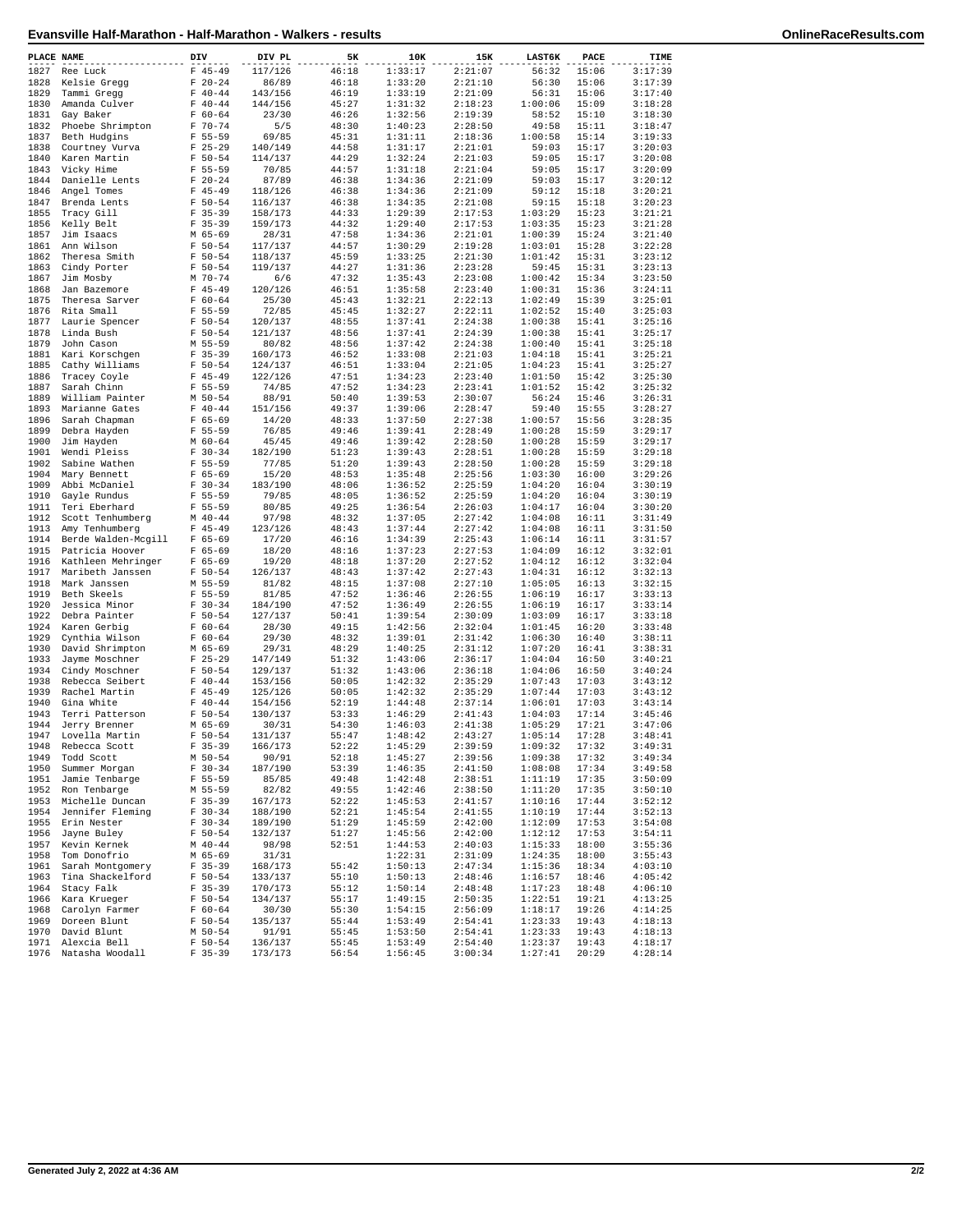# Evansville Half-Marathon - Half-Marathon - Walkers - results

| PLACE | NAME | DIV | DIV PL | 5K | 10K | 15K | LAST6K | PACE | TIME |
|---|---|---|---|---|---|---|---|---|---|
| 1827 | Ree Luck | F 45-49 | 117/126 | 46:18 | 1:33:17 | 2:21:07 | 56:32 | 15:06 | 3:17:39 |
| 1828 | Kelsie Gregg | F 20-24 | 86/89 | 46:18 | 1:33:20 | 2:21:10 | 56:30 | 15:06 | 3:17:39 |
| 1829 | Tammi Gregg | F 40-44 | 143/156 | 46:19 | 1:33:19 | 2:21:09 | 56:31 | 15:06 | 3:17:40 |
| 1830 | Amanda Culver | F 40-44 | 144/156 | 45:27 | 1:31:32 | 2:18:23 | 1:00:06 | 15:09 | 3:18:28 |
| 1831 | Gay Baker | F 60-64 | 23/30 | 46:26 | 1:32:56 | 2:19:39 | 58:52 | 15:10 | 3:18:30 |
| 1832 | Phoebe Shrimpton | F 70-74 | 5/5 | 48:30 | 1:40:23 | 2:28:50 | 49:58 | 15:11 | 3:18:47 |
| 1837 | Beth Hudgins | F 55-59 | 69/85 | 45:31 | 1:31:11 | 2:18:36 | 1:00:58 | 15:14 | 3:19:33 |
| 1838 | Courtney Vurva | F 25-29 | 140/149 | 44:58 | 1:31:17 | 2:21:01 | 59:03 | 15:17 | 3:20:03 |
| 1840 | Karen Martin | F 50-54 | 114/137 | 44:29 | 1:32:24 | 2:21:03 | 59:05 | 15:17 | 3:20:08 |
| 1843 | Vicky Hime | F 55-59 | 70/85 | 44:57 | 1:31:18 | 2:21:04 | 59:05 | 15:17 | 3:20:09 |
| 1844 | Danielle Lents | F 20-24 | 87/89 | 46:38 | 1:34:36 | 2:21:09 | 59:03 | 15:17 | 3:20:12 |
| 1846 | Angel Tomes | F 45-49 | 118/126 | 46:38 | 1:34:36 | 2:21:09 | 59:12 | 15:18 | 3:20:21 |
| 1847 | Brenda Lents | F 50-54 | 116/137 | 46:38 | 1:34:35 | 2:21:08 | 59:15 | 15:18 | 3:20:23 |
| 1855 | Tracy Gill | F 35-39 | 158/173 | 44:33 | 1:29:39 | 2:17:53 | 1:03:29 | 15:23 | 3:21:21 |
| 1856 | Kelly Belt | F 35-39 | 159/173 | 44:32 | 1:29:40 | 2:17:53 | 1:03:35 | 15:23 | 3:21:28 |
| 1857 | Jim Isaacs | M 65-69 | 28/31 | 47:58 | 1:34:36 | 2:21:01 | 1:00:39 | 15:24 | 3:21:40 |
| 1861 | Ann Wilson | F 50-54 | 117/137 | 44:57 | 1:30:29 | 2:19:28 | 1:03:01 | 15:28 | 3:22:28 |
| 1862 | Theresa Smith | F 50-54 | 118/137 | 45:59 | 1:33:25 | 2:21:30 | 1:01:42 | 15:31 | 3:23:12 |
| 1863 | Cindy Porter | F 50-54 | 119/137 | 44:27 | 1:31:36 | 2:23:28 | 59:45 | 15:31 | 3:23:13 |
| 1867 | Jim Mosby | M 70-74 | 6/6 | 47:32 | 1:35:43 | 2:23:08 | 1:00:42 | 15:34 | 3:23:50 |
| 1868 | Jan Bazemore | F 45-49 | 120/126 | 46:51 | 1:35:58 | 2:23:40 | 1:00:31 | 15:36 | 3:24:11 |
| 1875 | Theresa Sarver | F 60-64 | 25/30 | 45:43 | 1:32:21 | 2:22:13 | 1:02:49 | 15:39 | 3:25:01 |
| 1876 | Rita Small | F 55-59 | 72/85 | 45:45 | 1:32:27 | 2:22:11 | 1:02:52 | 15:40 | 3:25:03 |
| 1877 | Laurie Spencer | F 50-54 | 120/137 | 48:55 | 1:37:41 | 2:24:38 | 1:00:38 | 15:41 | 3:25:16 |
| 1878 | Linda Bush | F 50-54 | 121/137 | 48:56 | 1:37:41 | 2:24:39 | 1:00:38 | 15:41 | 3:25:17 |
| 1879 | John Cason | M 55-59 | 80/82 | 48:56 | 1:37:42 | 2:24:38 | 1:00:40 | 15:41 | 3:25:18 |
| 1881 | Kari Korschgen | F 35-39 | 160/173 | 46:52 | 1:33:08 | 2:21:03 | 1:04:18 | 15:41 | 3:25:21 |
| 1885 | Cathy Williams | F 50-54 | 124/137 | 46:51 | 1:33:04 | 2:21:05 | 1:04:23 | 15:41 | 3:25:27 |
| 1886 | Tracey Coyle | F 45-49 | 122/126 | 47:51 | 1:34:23 | 2:23:40 | 1:01:50 | 15:42 | 3:25:30 |
| 1887 | Sarah Chinn | F 55-59 | 74/85 | 47:52 | 1:34:23 | 2:23:41 | 1:01:52 | 15:42 | 3:25:32 |
| 1889 | William Painter | M 50-54 | 88/91 | 50:40 | 1:39:53 | 2:30:07 | 56:24 | 15:46 | 3:26:31 |
| 1893 | Marianne Gates | F 40-44 | 151/156 | 49:37 | 1:39:06 | 2:28:47 | 59:40 | 15:55 | 3:28:27 |
| 1896 | Sarah Chapman | F 65-69 | 14/20 | 48:33 | 1:37:50 | 2:27:38 | 1:00:57 | 15:56 | 3:28:35 |
| 1899 | Debra Hayden | F 55-59 | 76/85 | 49:46 | 1:39:41 | 2:28:49 | 1:00:28 | 15:59 | 3:29:17 |
| 1900 | Jim Hayden | M 60-64 | 45/45 | 49:46 | 1:39:42 | 2:28:50 | 1:00:28 | 15:59 | 3:29:17 |
| 1901 | Wendi Pleiss | F 30-34 | 182/190 | 51:23 | 1:39:43 | 2:28:51 | 1:00:28 | 15:59 | 3:29:18 |
| 1902 | Sabine Wathen | F 55-59 | 77/85 | 51:20 | 1:39:43 | 2:28:50 | 1:00:28 | 15:59 | 3:29:18 |
| 1904 | Mary Bennett | F 65-69 | 15/20 | 48:53 | 1:35:48 | 2:25:56 | 1:03:30 | 16:00 | 3:29:26 |
| 1909 | Abbi McDaniel | F 30-34 | 183/190 | 48:06 | 1:36:52 | 2:25:59 | 1:04:20 | 16:04 | 3:30:19 |
| 1910 | Gayle Rundus | F 55-59 | 79/85 | 48:05 | 1:36:52 | 2:25:59 | 1:04:20 | 16:04 | 3:30:19 |
| 1911 | Teri Eberhard | F 55-59 | 80/85 | 49:25 | 1:36:54 | 2:26:03 | 1:04:17 | 16:04 | 3:30:20 |
| 1912 | Scott Tenhumberg | M 40-44 | 97/98 | 48:32 | 1:37:05 | 2:27:42 | 1:04:08 | 16:11 | 3:31:49 |
| 1913 | Amy Tenhumberg | F 45-49 | 123/126 | 48:43 | 1:37:44 | 2:27:42 | 1:04:08 | 16:11 | 3:31:50 |
| 1914 | Berde Walden-Mcgill | F 65-69 | 17/20 | 46:16 | 1:34:39 | 2:25:43 | 1:06:14 | 16:11 | 3:31:57 |
| 1915 | Patricia Hoover | F 65-69 | 18/20 | 48:16 | 1:37:23 | 2:27:53 | 1:04:09 | 16:12 | 3:32:01 |
| 1916 | Kathleen Mehringer | F 65-69 | 19/20 | 48:18 | 1:37:20 | 2:27:52 | 1:04:12 | 16:12 | 3:32:04 |
| 1917 | Maribeth Janssen | F 50-54 | 126/137 | 48:43 | 1:37:42 | 2:27:43 | 1:04:31 | 16:12 | 3:32:13 |
| 1918 | Mark Janssen | M 55-59 | 81/82 | 48:15 | 1:37:08 | 2:27:10 | 1:05:05 | 16:13 | 3:32:15 |
| 1919 | Beth Skeels | F 55-59 | 81/85 | 47:52 | 1:36:46 | 2:26:55 | 1:06:19 | 16:17 | 3:33:13 |
| 1920 | Jessica Minor | F 30-34 | 184/190 | 47:52 | 1:36:49 | 2:26:55 | 1:06:19 | 16:17 | 3:33:14 |
| 1922 | Debra Painter | F 50-54 | 127/137 | 50:41 | 1:39:54 | 2:30:09 | 1:03:09 | 16:17 | 3:33:18 |
| 1924 | Karen Gerbig | F 60-64 | 28/30 | 49:15 | 1:42:56 | 2:32:04 | 1:01:45 | 16:20 | 3:33:48 |
| 1929 | Cynthia Wilson | F 60-64 | 29/30 | 48:32 | 1:39:01 | 2:31:42 | 1:06:30 | 16:40 | 3:38:11 |
| 1930 | David Shrimpton | M 65-69 | 29/31 | 48:29 | 1:40:25 | 2:31:12 | 1:07:20 | 16:41 | 3:38:31 |
| 1933 | Jayme Moschner | F 25-29 | 147/149 | 51:32 | 1:43:06 | 2:36:17 | 1:04:04 | 16:50 | 3:40:21 |
| 1934 | Cindy Moschner | F 50-54 | 129/137 | 51:32 | 1:43:06 | 2:36:18 | 1:04:06 | 16:50 | 3:40:24 |
| 1938 | Rebecca Seibert | F 40-44 | 153/156 | 50:05 | 1:42:32 | 2:35:29 | 1:07:43 | 17:03 | 3:43:12 |
| 1939 | Rachel Martin | F 45-49 | 125/126 | 50:05 | 1:42:32 | 2:35:29 | 1:07:44 | 17:03 | 3:43:12 |
| 1940 | Gina White | F 40-44 | 154/156 | 52:19 | 1:44:48 | 2:37:14 | 1:06:01 | 17:03 | 3:43:14 |
| 1943 | Terri Patterson | F 50-54 | 130/137 | 53:33 | 1:46:29 | 2:41:43 | 1:04:03 | 17:14 | 3:45:46 |
| 1944 | Jerry Brenner | M 65-69 | 30/31 | 54:30 | 1:46:03 | 2:41:38 | 1:05:29 | 17:21 | 3:47:06 |
| 1947 | Lovella Martin | F 50-54 | 131/137 | 55:47 | 1:48:42 | 2:43:27 | 1:05:14 | 17:28 | 3:48:41 |
| 1948 | Rebecca Scott | F 35-39 | 166/173 | 52:22 | 1:45:29 | 2:39:59 | 1:09:32 | 17:32 | 3:49:31 |
| 1949 | Todd Scott | M 50-54 | 90/91 | 52:18 | 1:45:27 | 2:39:56 | 1:09:38 | 17:32 | 3:49:34 |
| 1950 | Summer Morgan | F 30-34 | 187/190 | 53:39 | 1:46:35 | 2:41:50 | 1:08:08 | 17:34 | 3:49:58 |
| 1951 | Jamie Tenbarge | F 55-59 | 85/85 | 49:48 | 1:42:48 | 2:38:51 | 1:11:19 | 17:35 | 3:50:09 |
| 1952 | Ron Tenbarge | M 55-59 | 82/82 | 49:55 | 1:42:46 | 2:38:50 | 1:11:20 | 17:35 | 3:50:10 |
| 1953 | Michelle Duncan | F 35-39 | 167/173 | 52:22 | 1:45:53 | 2:41:57 | 1:10:16 | 17:44 | 3:52:12 |
| 1954 | Jennifer Fleming | F 30-34 | 188/190 | 52:21 | 1:45:54 | 2:41:55 | 1:10:19 | 17:44 | 3:52:13 |
| 1955 | Erin Nester | F 30-34 | 189/190 | 51:29 | 1:45:59 | 2:42:00 | 1:12:09 | 17:53 | 3:54:08 |
| 1956 | Jayne Buley | F 50-54 | 132/137 | 51:27 | 1:45:56 | 2:42:00 | 1:12:12 | 17:53 | 3:54:11 |
| 1957 | Kevin Kernek | M 40-44 | 98/98 | 52:51 | 1:44:53 | 2:40:03 | 1:15:33 | 18:00 | 3:55:36 |
| 1958 | Tom Donofrio | M 65-69 | 31/31 | | 1:22:31 | 2:31:09 | 1:24:35 | 18:00 | 3:55:43 |
| 1961 | Sarah Montgomery | F 35-39 | 168/173 | 55:42 | 1:50:13 | 2:47:34 | 1:15:36 | 18:34 | 4:03:10 |
| 1963 | Tina Shackelford | F 50-54 | 133/137 | 55:10 | 1:50:13 | 2:48:46 | 1:16:57 | 18:46 | 4:05:42 |
| 1964 | Stacy Falk | F 35-39 | 170/173 | 55:12 | 1:50:14 | 2:48:48 | 1:17:23 | 18:48 | 4:06:10 |
| 1966 | Kara Krueger | F 50-54 | 134/137 | 55:17 | 1:49:15 | 2:50:35 | 1:22:51 | 19:21 | 4:13:25 |
| 1968 | Carolyn Farmer | F 60-64 | 30/30 | 55:30 | 1:54:15 | 2:56:09 | 1:18:17 | 19:26 | 4:14:25 |
| 1969 | Doreen Blunt | F 50-54 | 135/137 | 55:44 | 1:53:49 | 2:54:41 | 1:23:33 | 19:43 | 4:18:13 |
| 1970 | David Blunt | M 50-54 | 91/91 | 55:45 | 1:53:50 | 2:54:41 | 1:23:33 | 19:43 | 4:18:13 |
| 1971 | Alexcia Bell | F 50-54 | 136/137 | 55:45 | 1:53:49 | 2:54:40 | 1:23:37 | 19:43 | 4:18:17 |
| 1976 | Natasha Woodall | F 35-39 | 173/173 | 56:54 | 1:56:45 | 3:00:34 | 1:27:41 | 20:29 | 4:28:14 |

Generated July 2, 2022 at 4:36 AM